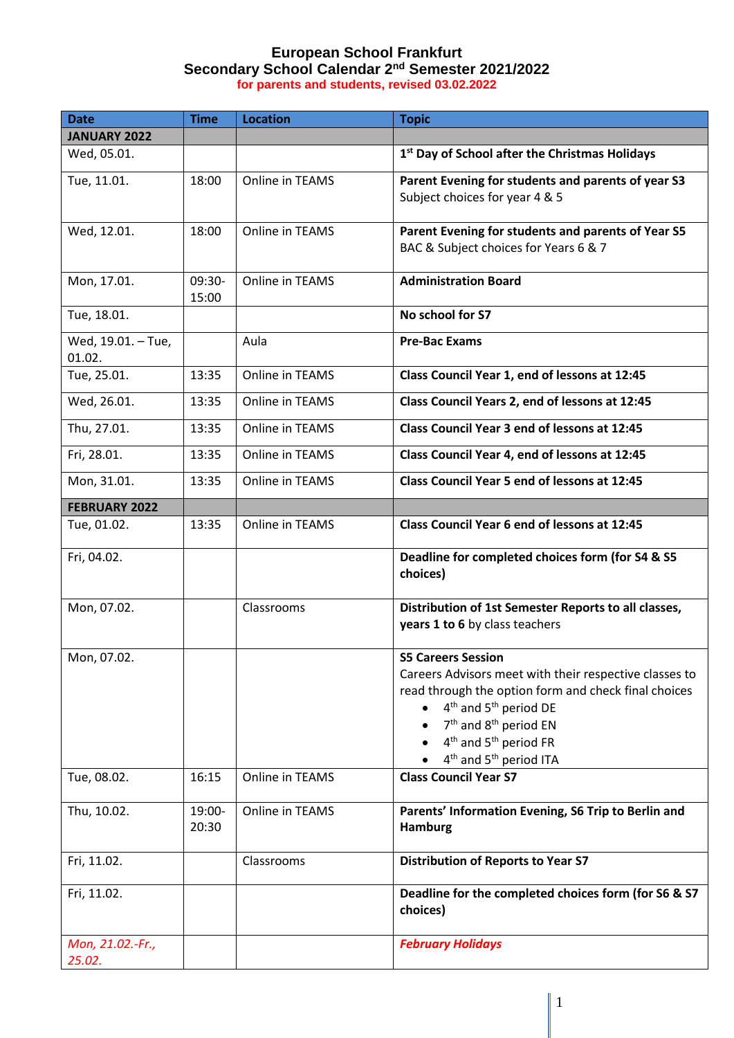# European School Frankfurt

## Secondary School Calendar 2nd Semester 2021/2022

for parents and students, revised 03.02.2022

| Date | Time | Location | Topic |
|---|---|---|---|
| **JANUARY 2022** | | | |
| Wed, 05.01. | | | **1st Day of School after the Christmas Holidays** |
| Tue, 11.01. | 18:00 | Online in TEAMS | **Parent Evening for students and parents of year S3** Subject choices for year 4 & 5 |
| Wed, 12.01. | 18:00 | Online in TEAMS | **Parent Evening for students and parents of Year S5** BAC & Subject choices for Years 6 & 7 |
| Mon, 17.01. | 09:30-15:00 | Online in TEAMS | **Administration Board** |
| Tue, 18.01. | | | **No school for S7** |
| Wed, 19.01. – Tue, 01.02. | | Aula | **Pre-Bac Exams** |
| Tue, 25.01. | 13:35 | Online in TEAMS | **Class Council Year 1, end of lessons at 12:45** |
| Wed, 26.01. | 13:35 | Online in TEAMS | **Class Council Years 2, end of lessons at 12:45** |
| Thu, 27.01. | 13:35 | Online in TEAMS | **Class Council Year 3 end of lessons at 12:45** |
| Fri, 28.01. | 13:35 | Online in TEAMS | **Class Council Year 4, end of lessons at 12:45** |
| Mon, 31.01. | 13:35 | Online in TEAMS | **Class Council Year 5 end of lessons at 12:45** |
| **FEBRUARY 2022** | | | |
| Tue, 01.02. | 13:35 | Online in TEAMS | **Class Council Year 6 end of lessons at 12:45** |
| Fri, 04.02. | | | **Deadline for completed choices form (for S4 & S5 choices)** |
| Mon, 07.02. | | Classrooms | **Distribution of 1st Semester Reports to all classes, years 1 to 6** by class teachers |
| Mon, 07.02. | | | **S5 Careers Session** Careers Advisors meet with their respective classes to read through the option form and check final choices<br>• 4th and 5th period DE<br>• 7th and 8th period EN<br>• 4th and 5th period FR<br>• 4th and 5th period ITA |
| Tue, 08.02. | 16:15 | Online in TEAMS | **Class Council Year S7** |
| Thu, 10.02. | 19:00-20:30 | Online in TEAMS | **Parents' Information Evening, S6 Trip to Berlin and Hamburg** |
| Fri, 11.02. | | Classrooms | **Distribution of Reports to Year S7** |
| Fri, 11.02. | | | **Deadline for the completed choices form (for S6 & S7 choices)** |
| *Mon, 21.02.-Fr., 25.02.* | | | ***February Holidays*** |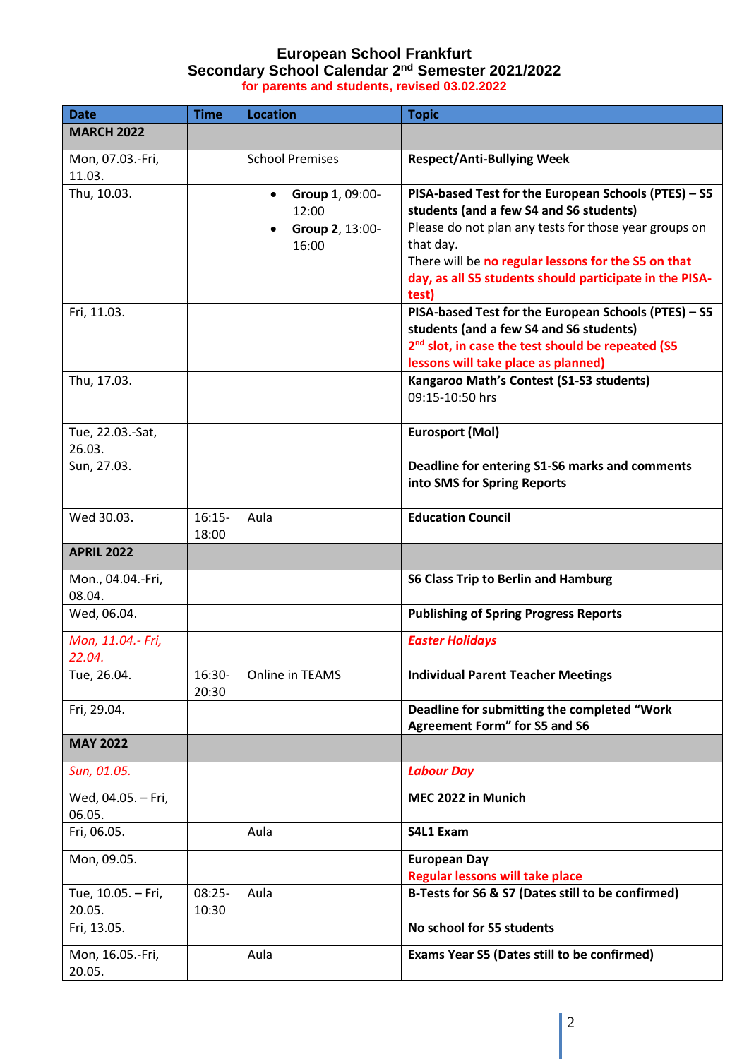# European School Frankfurt
## Secondary School Calendar 2nd Semester 2021/2022
**for parents and students, revised 03.02.2022**

| Date | Time | Location | Topic |
|---|---|---|---|
| **MARCH 2022** | | | |
| Mon, 07.03.-Fri, 11.03. | | School Premises | **Respect/Anti-Bullying Week** |
| Thu, 10.03. | | • **Group 1**, 09:00-12:00 • **Group 2**, 13:00-16:00 | **PISA-based Test for the European Schools (PTES) – S5 students (and a few S4 and S6 students)** Please do not plan any tests for those year groups on that day. There will be **no regular lessons for the S5 on that day, as all S5 students should participate in the PISA-test)** |
| Fri, 11.03. | | | **PISA-based Test for the European Schools (PTES) – S5 students (and a few S4 and S6 students)** **2nd slot, in case the test should be repeated (S5 lessons will take place as planned)** |
| Thu, 17.03. | | | **Kangaroo Math's Contest (S1-S3 students)** 09:15-10:50 hrs |
| Tue, 22.03.-Sat, 26.03. | | | **Eurosport (Mol)** |
| Sun, 27.03. | | | **Deadline for entering S1-S6 marks and comments into SMS for Spring Reports** |
| Wed 30.03. | 16:15-18:00 | Aula | **Education Council** |
| **APRIL 2022** | | | |
| Mon., 04.04.-Fri, 08.04. | | | **S6 Class Trip to Berlin and Hamburg** |
| Wed, 06.04. | | | **Publishing of Spring Progress Reports** |
| *Mon, 11.04.- Fri, 22.04.* | | | ***Easter Holidays*** |
| Tue, 26.04. | 16:30-20:30 | Online in TEAMS | **Individual Parent Teacher Meetings** |
| Fri, 29.04. | | | **Deadline for submitting the completed "Work Agreement Form" for S5 and S6** |
| **MAY 2022** | | | |
| *Sun, 01.05.* | | | ***Labour Day*** |
| Wed, 04.05. – Fri, 06.05. | | | **MEC 2022 in Munich** |
| Fri, 06.05. | | Aula | **S4L1 Exam** |
| Mon, 09.05. | | | **European Day** **Regular lessons will take place** |
| Tue, 10.05. – Fri, 20.05. | 08:25-10:30 | Aula | **B-Tests for S6 & S7 (Dates still to be confirmed)** |
| Fri, 13.05. | | | **No school for S5 students** |
| Mon, 16.05.-Fri, 20.05. | | Aula | **Exams Year S5 (Dates still to be confirmed)** |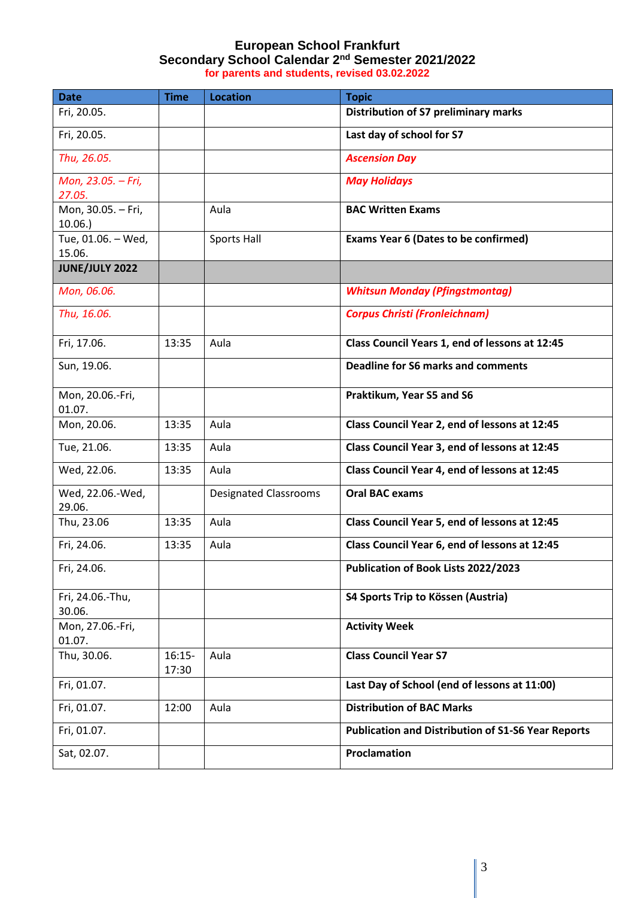### European School Frankfurt
### Secondary School Calendar 2nd Semester 2021/2022
**for parents and students, revised 03.02.2022**

| Date | Time | Location | Topic |
|---|---|---|---|
| Fri, 20.05. | | | **Distribution of S7 preliminary marks** |
| Fri, 20.05. | | | **Last day of school for S7** |
| *Thu, 26.05.* | | | ***Ascension Day*** |
| *Mon, 23.05. – Fri, 27.05.* | | | ***May Holidays*** |
| Mon, 30.05. – Fri, 10.06.) | | Aula | **BAC Written Exams** |
| Tue, 01.06. – Wed, 15.06. | | Sports Hall | **Exams Year 6 (Dates to be confirmed)** |
| **JUNE/JULY 2022** | | | |
| *Mon, 06.06.* | | | ***Whitsun Monday (Pfingstmontag)*** |
| *Thu, 16.06.* | | | ***Corpus Christi (Fronleichnam)*** |
| Fri, 17.06. | 13:35 | Aula | **Class Council Years 1, end of lessons at 12:45** |
| Sun, 19.06. | | | **Deadline for S6 marks and comments** |
| Mon, 20.06.-Fri, 01.07. | | | **Praktikum, Year S5 and S6** |
| Mon, 20.06. | 13:35 | Aula | **Class Council Year 2, end of lessons at 12:45** |
| Tue, 21.06. | 13:35 | Aula | **Class Council Year 3, end of lessons at 12:45** |
| Wed, 22.06. | 13:35 | Aula | **Class Council Year 4, end of lessons at 12:45** |
| Wed, 22.06.-Wed, 29.06. | | Designated Classrooms | **Oral BAC exams** |
| Thu, 23.06 | 13:35 | Aula | **Class Council Year 5, end of lessons at 12:45** |
| Fri, 24.06. | 13:35 | Aula | **Class Council Year 6, end of lessons at 12:45** |
| Fri, 24.06. | | | **Publication of Book Lists 2022/2023** |
| Fri, 24.06.-Thu, 30.06. | | | **S4 Sports Trip to Kössen (Austria)** |
| Mon, 27.06.-Fri, 01.07. | | | **Activity Week** |
| Thu, 30.06. | 16:15-17:30 | Aula | **Class Council Year S7** |
| Fri, 01.07. | | | **Last Day of School (end of lessons at 11:00)** |
| Fri, 01.07. | 12:00 | Aula | **Distribution of BAC Marks** |
| Fri, 01.07. | | | **Publication and Distribution of S1-S6 Year Reports** |
| Sat, 02.07. | | | **Proclamation** |